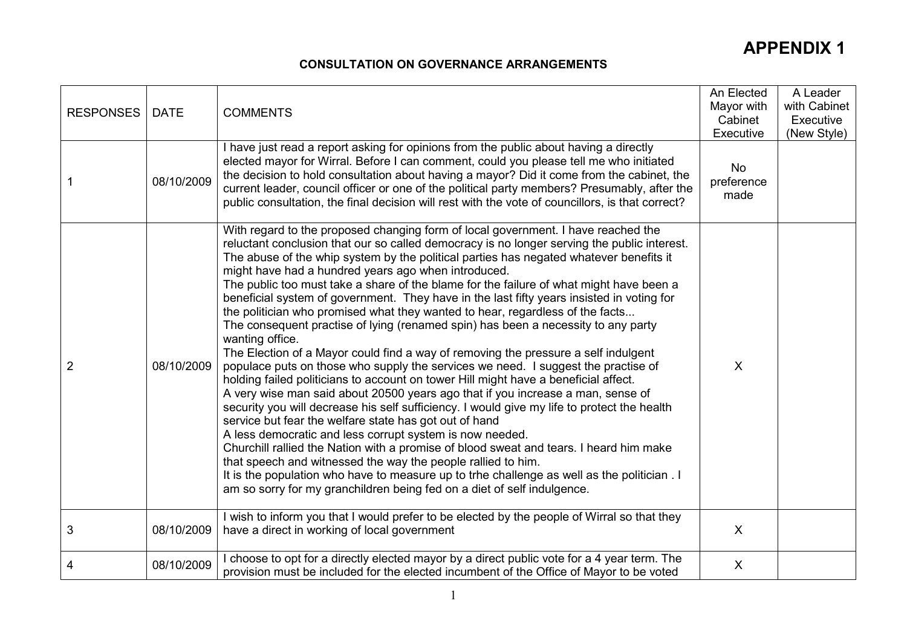# APPENDIX 1

## CONSULTATION ON GOVERNANCE ARRANGEMENTS

| RESPONSES | DATE | COMMENTS | An Elected Mayor with Cabinet Executive | A Leader with Cabinet Executive (New Style) |
|---|---|---|---|---|
| 1 | 08/10/2009 | I have just read a report asking for opinions from the public about having a directly elected mayor for Wirral. Before I can comment, could you please tell me who initiated the decision to hold consultation about having a mayor? Did it come from the cabinet, the current leader, council officer or one of the political party members? Presumably, after the public consultation, the final decision will rest with the vote of councillors, is that correct? | No preference made | |
| 2 | 08/10/2009 | With regard to the proposed changing form of local government. I have reached the reluctant conclusion that our so called democracy is no longer serving the public interest. The abuse of the whip system by the political parties has negated whatever benefits it might have had a hundred years ago when introduced.<br>The public too must take a share of the blame for the failure of what might have been a beneficial system of government. They have in the last fifty years insisted in voting for the politician who promised what they wanted to hear, regardless of the facts...<br>The consequent practise of lying (renamed spin) has been a necessity to any party wanting office.<br>The Election of a Mayor could find a way of removing the pressure a self indulgent populace puts on those who supply the services we need. I suggest the practise of holding failed politicians to account on tower Hill might have a beneficial affect.<br>A very wise man said about 20500 years ago that if you increase a man, sense of security you will decrease his self sufficiency. I would give my life to protect the health service but fear the welfare state has got out of hand<br>A less democratic and less corrupt system is now needed.<br>Churchill rallied the Nation with a promise of blood sweat and tears. I heard him make that speech and witnessed the way the people rallied to him.<br>It is the population who have to measure up to trhe challenge as well as the politician . I am so sorry for my granchildren being fed on a diet of self indulgence. | X | |
| 3 | 08/10/2009 | I wish to inform you that I would prefer to be elected by the people of Wirral so that they have a direct in working of local government | X | |
| 4 | 08/10/2009 | I choose to opt for a directly elected mayor by a direct public vote for a 4 year term. The provision must be included for the elected incumbent of the Office of Mayor to be voted | X | |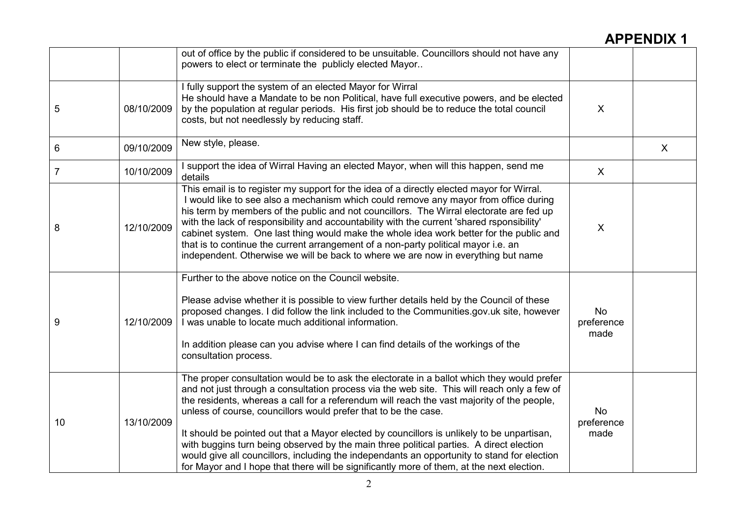# APPENDIX 1

| | | | | |
|---|---|---|---|---|
| | | out of office by the public if considered to be unsuitable. Councillors should not have any powers to elect or terminate the publicly elected Mayor.. | | |
| 5 | 08/10/2009 | I fully support the system of an elected Mayor for Wirral<br>He should have a Mandate to be non Political, have full executive powers, and be elected by the population at regular periods. His first job should be to reduce the total council costs, but not needlessly by reducing staff. | X | |
| 6 | 09/10/2009 | New style, please. | | X |
| 7 | 10/10/2009 | I support the idea of Wirral Having an elected Mayor, when will this happen, send me details | X | |
| 8 | 12/10/2009 | This email is to register my support for the idea of a directly elected mayor for Wirral. I would like to see also a mechanism which could remove any mayor from office during his term by members of the public and not councillors. The Wirral electorate are fed up with the lack of responsibility and accountability with the current 'shared rsponsibility' cabinet system. One last thing would make the whole idea work better for the public and that is to continue the current arrangement of a non-party political mayor i.e. an independent. Otherwise we will be back to where we are now in everything but name | X | |
| 9 | 12/10/2009 | Further to the above notice on the Council website.<br><br>Please advise whether it is possible to view further details held by the Council of these proposed changes. I did follow the link included to the Communities.gov.uk site, however I was unable to locate much additional information.<br><br>In addition please can you advise where I can find details of the workings of the consultation process. | No preference made | |
| 10 | 13/10/2009 | The proper consultation would be to ask the electorate in a ballot which they would prefer and not just through a consultation process via the web site. This will reach only a few of the residents, whereas a call for a referendum will reach the vast majority of the people, unless of course, councillors would prefer that to be the case.<br><br>It should be pointed out that a Mayor elected by councillors is unlikely to be unpartisan, with buggins turn being observed by the main three political parties. A direct election would give all councillors, including the independants an opportunity to stand for election for Mayor and I hope that there will be significantly more of them, at the next election. | No preference made | |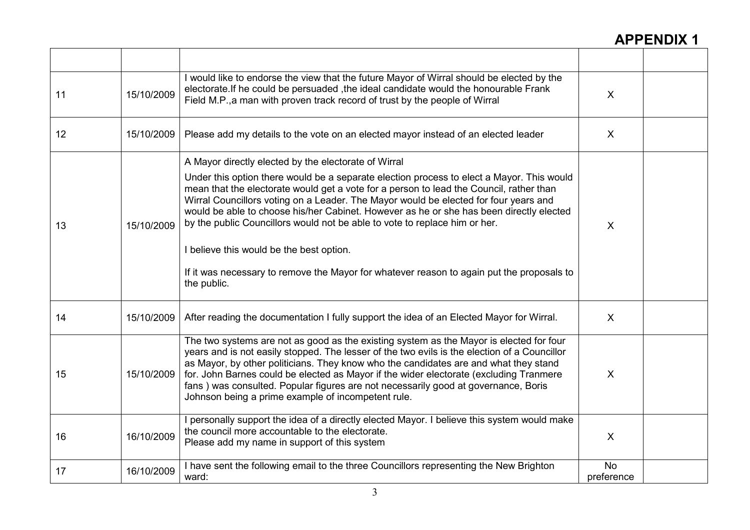# APPENDIX 1

| | | | | |
|---|---|---|---|---|
| 11 | 15/10/2009 | I would like to endorse the view that the future Mayor of Wirral should be elected by the electorate.If he could be persuaded ,the ideal candidate would the honourable Frank Field M.P.,a man with proven track record of trust by the people of Wirral | X | |
| 12 | 15/10/2009 | Please add my details to the vote on an elected mayor instead of an elected leader | X | |
| 13 | 15/10/2009 | A Mayor directly elected by the electorate of Wirral<br><br>Under this option there would be a separate election process to elect a Mayor. This would mean that the electorate would get a vote for a person to lead the Council, rather than Wirral Councillors voting on a Leader. The Mayor would be elected for four years and would be able to choose his/her Cabinet. However as he or she has been directly elected by the public Councillors would not be able to vote to replace him or her.<br><br>I believe this would be the best option.<br><br>If it was necessary to remove the Mayor for whatever reason to again put the proposals to the public. | X | |
| 14 | 15/10/2009 | After reading the documentation I fully support the idea of an Elected Mayor for Wirral. | X | |
| 15 | 15/10/2009 | The two systems are not as good as the existing system as the Mayor is elected for four years and is not easily stopped. The lesser of the two evils is the election of a Councillor as Mayor, by other politicians. They know who the candidates are and what they stand for. John Barnes could be elected as Mayor if the wider electorate (excluding Tranmere fans ) was consulted. Popular figures are not necessarily good at governance, Boris Johnson being a prime example of incompetent rule. | X | |
| 16 | 16/10/2009 | I personally support the idea of a directly elected Mayor. I believe this system would make the council more accountable to the electorate.<br>Please add my name in support of this system | X | |
| 17 | 16/10/2009 | I have sent the following email to the three Councillors representing the New Brighton ward: | No preference | |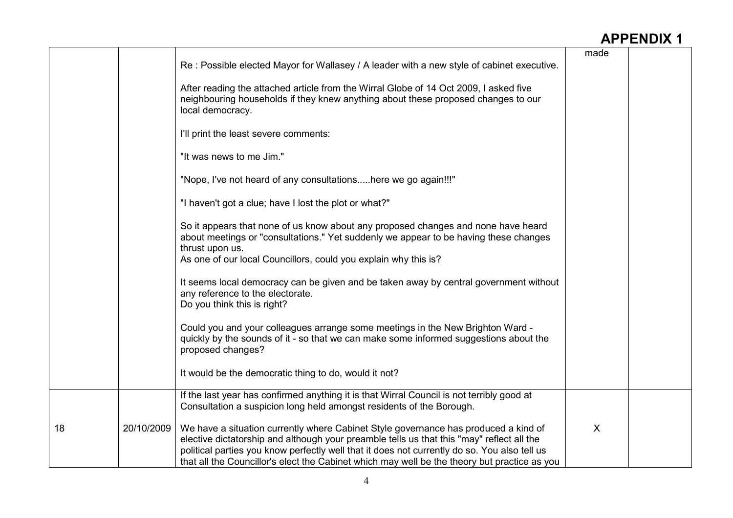# APPENDIX 1

| | | | | |
|---|---|---|---|---|
| | | Re : Possible elected Mayor for Wallasey / A leader with a new style of cabinet executive.<br><br>After reading the attached article from the Wirral Globe of 14 Oct 2009, I asked five neighbouring households if they knew anything about these proposed changes to our local democracy.<br><br>I'll print the least severe comments:<br><br>"It was news to me Jim."<br><br>"Nope, I've not heard of any consultations.....here we go again!!!"<br><br>"I haven't got a clue; have I lost the plot or what?"<br><br>So it appears that none of us know about any proposed changes and none have heard about meetings or "consultations." Yet suddenly we appear to be having these changes thrust upon us.<br>As one of our local Councillors, could you explain why this is?<br><br>It seems local democracy can be given and be taken away by central government without any reference to the electorate.<br>Do you think this is right?<br><br>Could you and your colleagues arrange some meetings in the New Brighton Ward - quickly by the sounds of it - so that we can make some informed suggestions about the proposed changes?<br><br>It would be the democratic thing to do, would it not? | made | |
| 18 | 20/10/2009 | If the last year has confirmed anything it is that Wirral Council is not terribly good at Consultation a suspicion long held amongst residents of the Borough.<br><br>We have a situation currently where Cabinet Style governance has produced a kind of elective dictatorship and although your preamble tells us that this "may" reflect all the political parties you know perfectly well that it does not currently do so. You also tell us that all the Councillor's elect the Cabinet which may well be the theory but practice as you | X | |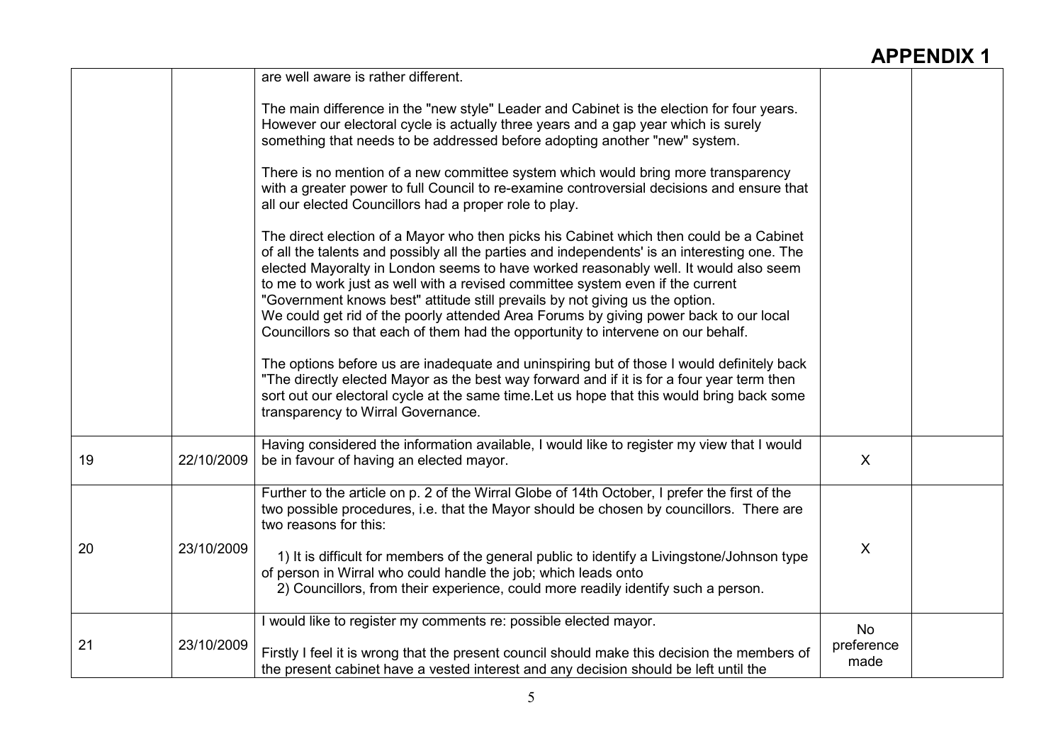# APPENDIX 1

| | | | | |
|---|---|---|---|---|
| | | are well aware is rather different.<br><br>The main difference in the "new style" Leader and Cabinet is the election for four years. However our electoral cycle is actually three years and a gap year which is surely something that needs to be addressed before adopting another "new" system.<br><br>There is no mention of a new committee system which would bring more transparency with a greater power to full Council to re-examine controversial decisions and ensure that all our elected Councillors had a proper role to play.<br><br>The direct election of a Mayor who then picks his Cabinet which then could be a Cabinet of all the talents and possibly all the parties and independents' is an interesting one. The elected Mayoralty in London seems to have worked reasonably well. It would also seem to me to work just as well with a revised committee system even if the current "Government knows best" attitude still prevails by not giving us the option.<br>We could get rid of the poorly attended Area Forums by giving power back to our local Councillors so that each of them had the opportunity to intervene on our behalf.<br><br>The options before us are inadequate and uninspiring but of those I would definitely back "The directly elected Mayor as the best way forward and if it is for a four year term then sort out our electoral cycle at the same time.Let us hope that this would bring back some transparency to Wirral Governance. | | |
| 19 | 22/10/2009 | Having considered the information available, I would like to register my view that I would be in favour of having an elected mayor. | X | |
| 20 | 23/10/2009 | Further to the article on p. 2 of the Wirral Globe of 14th October, I prefer the first of the two possible procedures, i.e. that the Mayor should be chosen by councillors. There are two reasons for this:<br><br>1) It is difficult for members of the general public to identify a Livingstone/Johnson type of person in Wirral who could handle the job; which leads onto<br>2) Councillors, from their experience, could more readily identify such a person. | X | |
| 21 | 23/10/2009 | I would like to register my comments re: possible elected mayor.<br><br>Firstly I feel it is wrong that the present council should make this decision the members of the present cabinet have a vested interest and any decision should be left until the | No preference made | |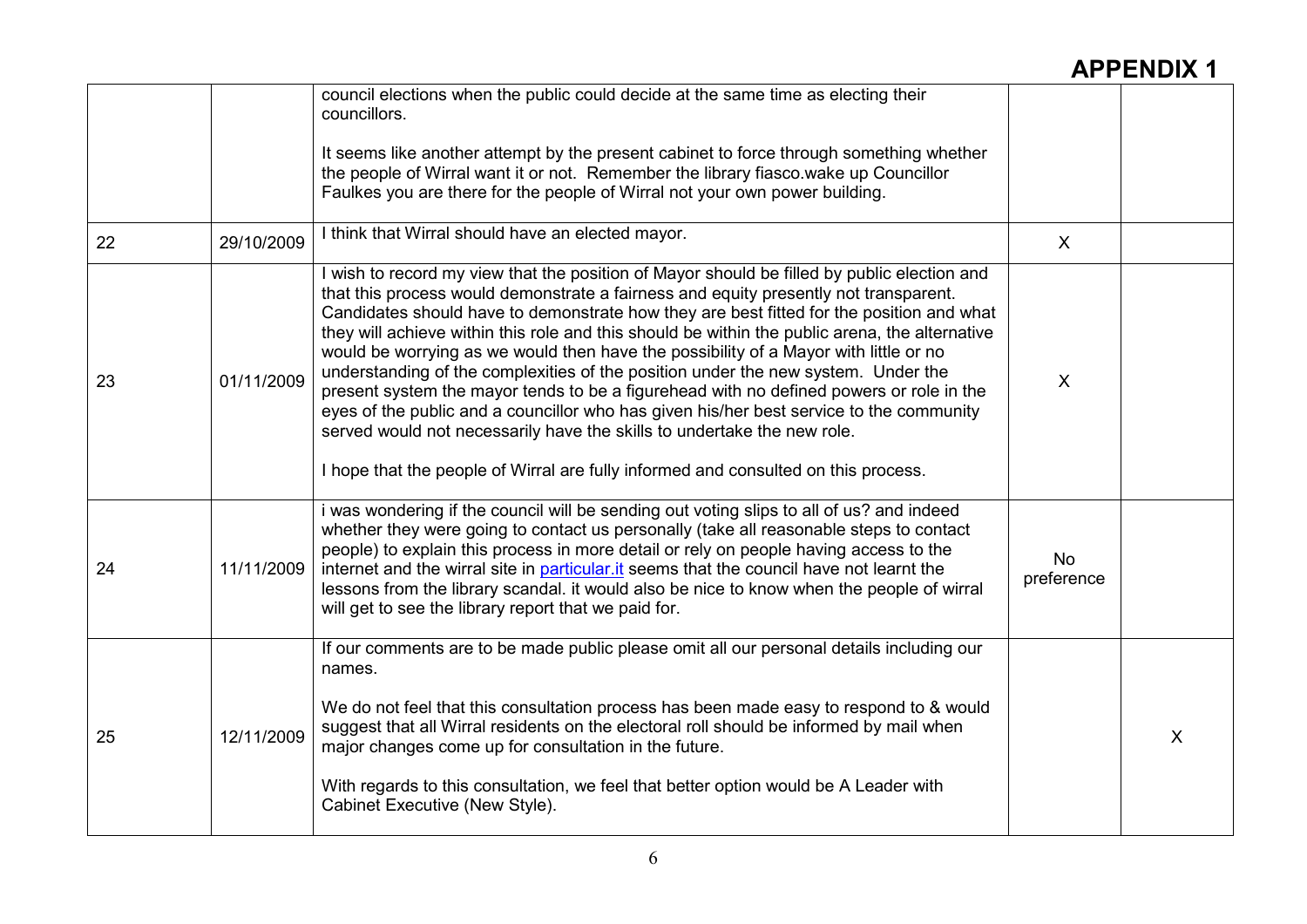# APPENDIX 1

| | | | | |
|---|---|---|---|---|
| | | council elections when the public could decide at the same time as electing their councillors.<br><br>It seems like another attempt by the present cabinet to force through something whether the people of Wirral want it or not. Remember the library fiasco.wake up Councillor Faulkes you are there for the people of Wirral not your own power building. | | |
| 22 | 29/10/2009 | I think that Wirral should have an elected mayor. | X | |
| 23 | 01/11/2009 | I wish to record my view that the position of Mayor should be filled by public election and that this process would demonstrate a fairness and equity presently not transparent. Candidates should have to demonstrate how they are best fitted for the position and what they will achieve within this role and this should be within the public arena, the alternative would be worrying as we would then have the possibility of a Mayor with little or no understanding of the complexities of the position under the new system. Under the present system the mayor tends to be a figurehead with no defined powers or role in the eyes of the public and a councillor who has given his/her best service to the community served would not necessarily have the skills to undertake the new role.<br><br>I hope that the people of Wirral are fully informed and consulted on this process. | X | |
| 24 | 11/11/2009 | i was wondering if the council will be sending out voting slips to all of us? and indeed whether they were going to contact us personally (take all reasonable steps to contact people) to explain this process in more detail or rely on people having access to the internet and the wirral site in particular.it seems that the council have not learnt the lessons from the library scandal. it would also be nice to know when the people of wirral will get to see the library report that we paid for. | No preference | |
| 25 | 12/11/2009 | If our comments are to be made public please omit all our personal details including our names.<br><br>We do not feel that this consultation process has been made easy to respond to & would suggest that all Wirral residents on the electoral roll should be informed by mail when major changes come up for consultation in the future.<br><br>With regards to this consultation, we feel that better option would be A Leader with Cabinet Executive (New Style). | | X |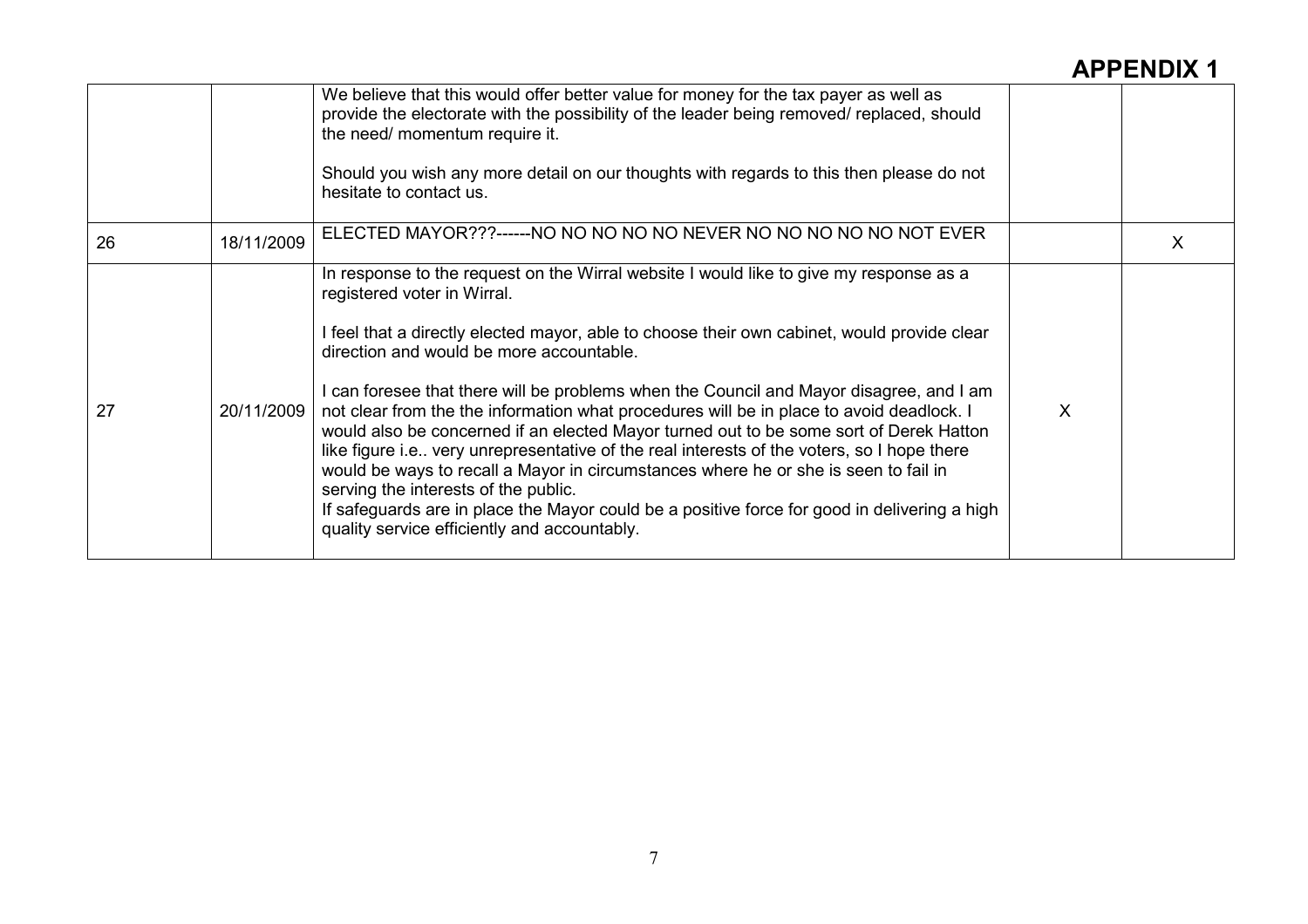# APPENDIX 1

| | | | | |
|---|---|---|---|---|
| | | We believe that this would offer better value for money for the tax payer as well as provide the electorate with the possibility of the leader being removed/ replaced, should the need/ momentum require it.<br><br>Should you wish any more detail on our thoughts with regards to this then please do not hesitate to contact us. | | |
| 26 | 18/11/2009 | ELECTED MAYOR???------NO NO NO NO NO NEVER NO NO NO NO NO NOT EVER | | X |
| 27 | 20/11/2009 | In response to the request on the Wirral website I would like to give my response as a registered voter in Wirral.<br><br>I feel that a directly elected mayor, able to choose their own cabinet, would provide clear direction and would be more accountable.<br><br>I can foresee that there will be problems when the Council and Mayor disagree, and I am not clear from the the information what procedures will be in place to avoid deadlock. I would also be concerned if an elected Mayor turned out to be some sort of Derek Hatton like figure i.e.. very unrepresentative of the real interests of the voters, so I hope there would be ways to recall a Mayor in circumstances where he or she is seen to fail in serving the interests of the public.<br>If safeguards are in place the Mayor could be a positive force for good in delivering a high quality service efficiently and accountably. | X | |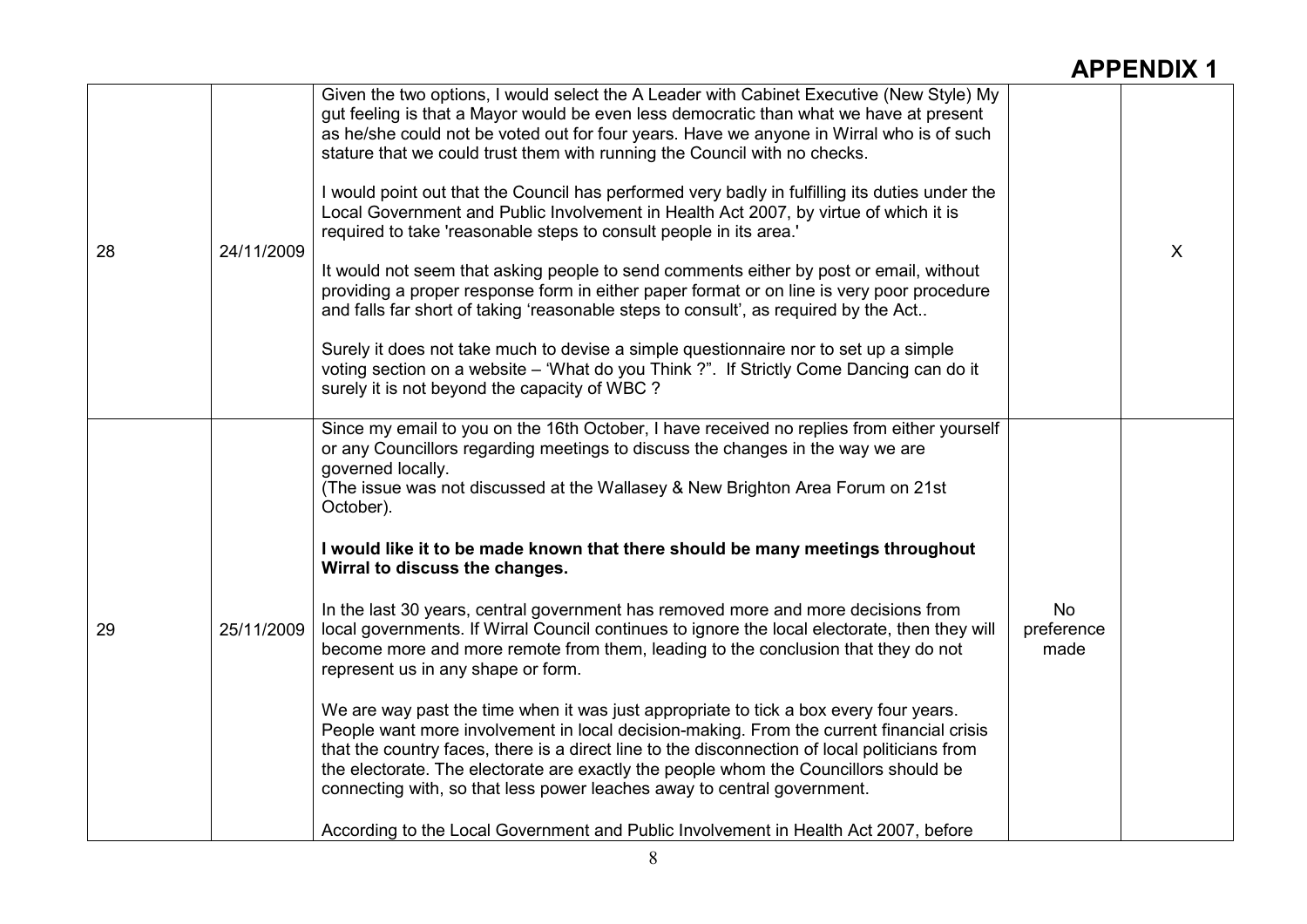# APPENDIX 1

| | | | | |
|---|---|---|---|---|
| 28 | 24/11/2009 | Given the two options, I would select the A Leader with Cabinet Executive (New Style) My gut feeling is that a Mayor would be even less democratic than what we have at present as he/she could not be voted out for four years. Have we anyone in Wirral who is of such stature that we could trust them with running the Council with no checks.<br><br>I would point out that the Council has performed very badly in fulfilling its duties under the Local Government and Public Involvement in Health Act 2007, by virtue of which it is required to take 'reasonable steps to consult people in its area.'<br><br>It would not seem that asking people to send comments either by post or email, without providing a proper response form in either paper format or on line is very poor procedure and falls far short of taking 'reasonable steps to consult', as required by the Act..<br><br>Surely it does not take much to devise a simple questionnaire nor to set up a simple voting section on a website – 'What do you Think ?". If Strictly Come Dancing can do it surely it is not beyond the capacity of WBC ? | | X |
| 29 | 25/11/2009 | Since my email to you on the 16th October, I have received no replies from either yourself or any Councillors regarding meetings to discuss the changes in the way we are governed locally.<br>(The issue was not discussed at the Wallasey & New Brighton Area Forum on 21st October).<br><br>**I would like it to be made known that there should be many meetings throughout Wirral to discuss the changes.**<br><br>In the last 30 years, central government has removed more and more decisions from local governments. If Wirral Council continues to ignore the local electorate, then they will become more and more remote from them, leading to the conclusion that they do not represent us in any shape or form.<br><br>We are way past the time when it was just appropriate to tick a box every four years. People want more involvement in local decision-making. From the current financial crisis that the country faces, there is a direct line to the disconnection of local politicians from the electorate. The electorate are exactly the people whom the Councillors should be connecting with, so that less power leaches away to central government.<br><br>According to the Local Government and Public Involvement in Health Act 2007, before | No preference made | |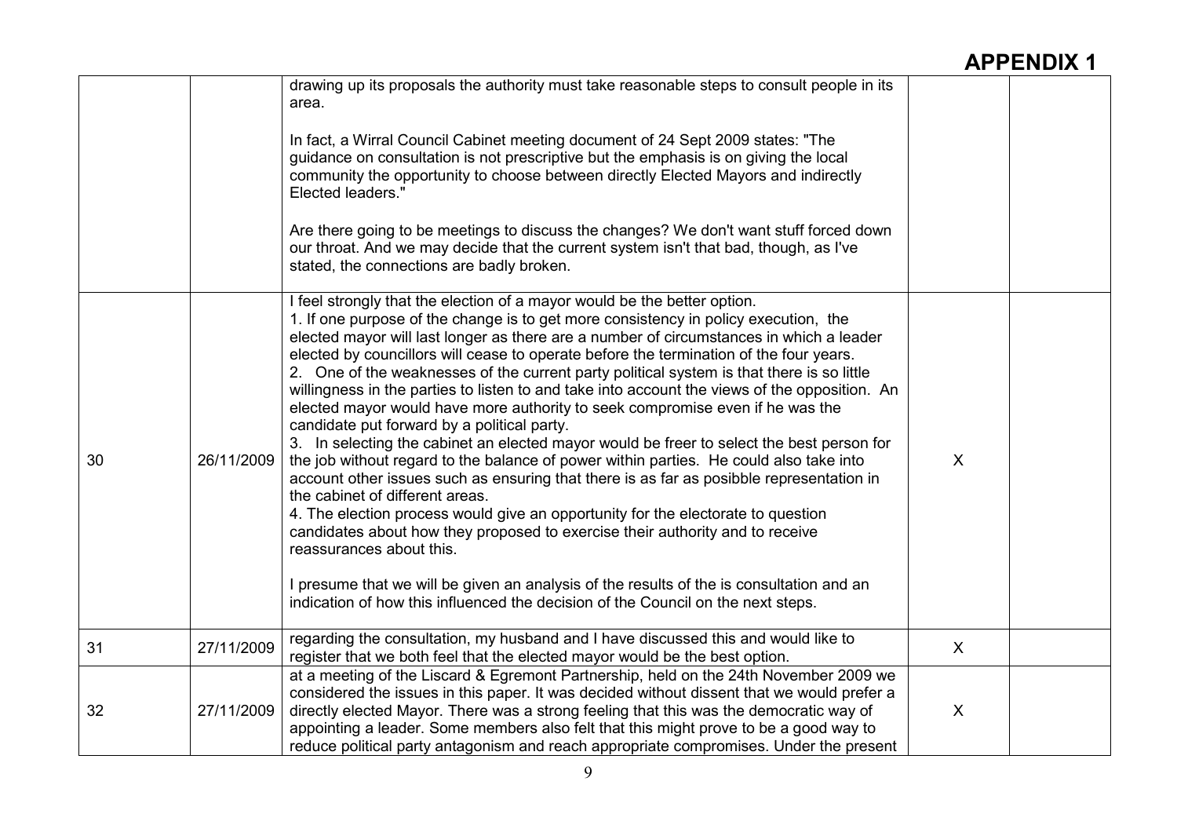# APPENDIX 1

| | | | | |
|---|---|---|---|---|
| | | drawing up its proposals the authority must take reasonable steps to consult people in its area.<br><br>In fact, a Wirral Council Cabinet meeting document of 24 Sept 2009 states: "The guidance on consultation is not prescriptive but the emphasis is on giving the local community the opportunity to choose between directly Elected Mayors and indirectly Elected leaders."<br><br>Are there going to be meetings to discuss the changes? We don't want stuff forced down our throat. And we may decide that the current system isn't that bad, though, as I've stated, the connections are badly broken. | | |
| 30 | 26/11/2009 | I feel strongly that the election of a mayor would be the better option.<br>1. If one purpose of the change is to get more consistency in policy execution, the elected mayor will last longer as there are a number of circumstances in which a leader elected by councillors will cease to operate before the termination of the four years.<br>2. One of the weaknesses of the current party political system is that there is so little willingness in the parties to listen to and take into account the views of the opposition. An elected mayor would have more authority to seek compromise even if he was the candidate put forward by a political party.<br>3. In selecting the cabinet an elected mayor would be freer to select the best person for the job without regard to the balance of power within parties. He could also take into account other issues such as ensuring that there is as far as posibble representation in the cabinet of different areas.<br>4. The election process would give an opportunity for the electorate to question candidates about how they proposed to exercise their authority and to receive reassurances about this.<br><br>I presume that we will be given an analysis of the results of the is consultation and an indication of how this influenced the decision of the Council on the next steps. | X | |
| 31 | 27/11/2009 | regarding the consultation, my husband and I have discussed this and would like to register that we both feel that the elected mayor would be the best option. | X | |
| 32 | 27/11/2009 | at a meeting of the Liscard & Egremont Partnership, held on the 24th November 2009 we considered the issues in this paper. It was decided without dissent that we would prefer a directly elected Mayor. There was a strong feeling that this was the democratic way of appointing a leader. Some members also felt that this might prove to be a good way to reduce political party antagonism and reach appropriate compromises. Under the present | X | |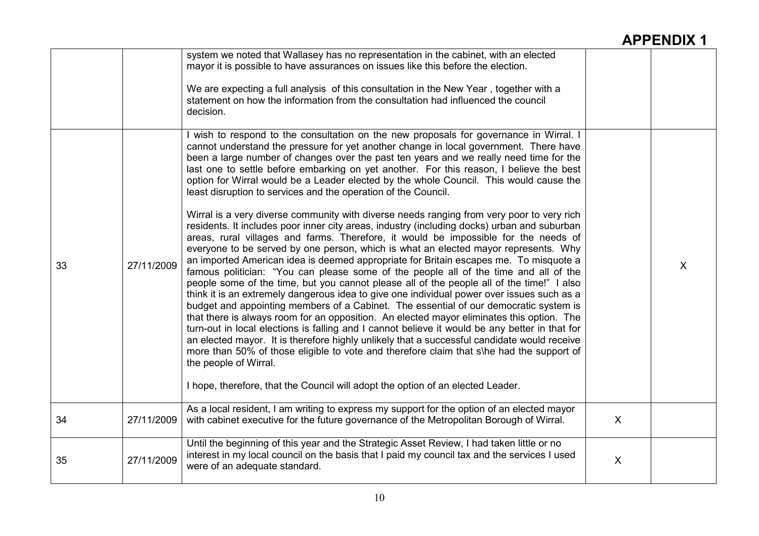# APPENDIX 1

| | | | | |
|---|---|---|---|---|
| | | system we noted that Wallasey has no representation in the cabinet, with an elected mayor it is possible to have assurances on issues like this before the election.<br><br>We are expecting a full analysis of this consultation in the New Year , together with a statement on how the information from the consultation had influenced the council decision. | | |
| 33 | 27/11/2009 | I wish to respond to the consultation on the new proposals for governance in Wirral. I cannot understand the pressure for yet another change in local government. There have been a large number of changes over the past ten years and we really need time for the last one to settle before embarking on yet another. For this reason, I believe the best option for Wirral would be a Leader elected by the whole Council. This would cause the least disruption to services and the operation of the Council.<br><br>Wirral is a very diverse community with diverse needs ranging from very poor to very rich residents. It includes poor inner city areas, industry (including docks) urban and suburban areas, rural villages and farms. Therefore, it would be impossible for the needs of everyone to be served by one person, which is what an elected mayor represents. Why an imported American idea is deemed appropriate for Britain escapes me. To misquote a famous politician: "You can please some of the people all of the time and all of the people some of the time, but you cannot please all of the people all of the time!" I also think it is an extremely dangerous idea to give one individual power over issues such as a budget and appointing members of a Cabinet. The essential of our democratic system is that there is always room for an opposition. An elected mayor eliminates this option. The turn-out in local elections is falling and I cannot believe it would be any better in that for an elected mayor. It is therefore highly unlikely that a successful candidate would receive more than 50% of those eligible to vote and therefore claim that s\he had the support of the people of Wirral.<br><br>I hope, therefore, that the Council will adopt the option of an elected Leader. | | X |
| 34 | 27/11/2009 | As a local resident, I am writing to express my support for the option of an elected mayor with cabinet executive for the future governance of the Metropolitan Borough of Wirral. | X | |
| 35 | 27/11/2009 | Until the beginning of this year and the Strategic Asset Review, I had taken little or no interest in my local council on the basis that I paid my council tax and the services I used were of an adequate standard. | X | |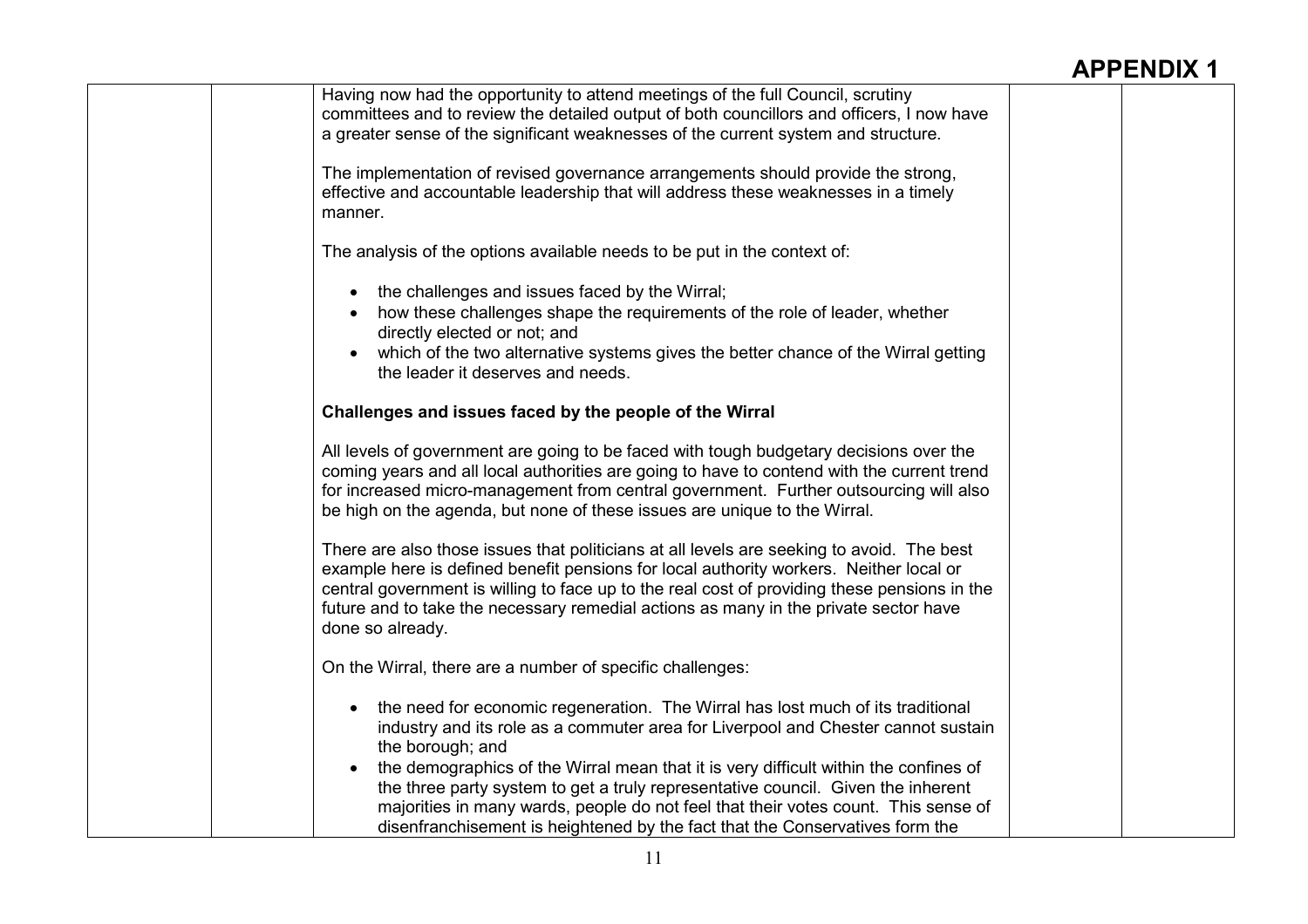Having now had the opportunity to attend meetings of the full Council, scrutiny committees and to review the detailed output of both councillors and officers, I now have a greater sense of the significant weaknesses of the current system and structure.

The implementation of revised governance arrangements should provide the strong, effective and accountable leadership that will address these weaknesses in a timely manner.

The analysis of the options available needs to be put in the context of:

- the challenges and issues faced by the Wirral;
- how these challenges shape the requirements of the role of leader, whether directly elected or not; and
- which of the two alternative systems gives the better chance of the Wirral getting the leader it deserves and needs.

**Challenges and issues faced by the people of the Wirral**

All levels of government are going to be faced with tough budgetary decisions over the coming years and all local authorities are going to have to contend with the current trend for increased micro-management from central government. Further outsourcing will also be high on the agenda, but none of these issues are unique to the Wirral.

There are also those issues that politicians at all levels are seeking to avoid. The best example here is defined benefit pensions for local authority workers. Neither local or central government is willing to face up to the real cost of providing these pensions in the future and to take the necessary remedial actions as many in the private sector have done so already.

On the Wirral, there are a number of specific challenges:

- the need for economic regeneration. The Wirral has lost much of its traditional industry and its role as a commuter area for Liverpool and Chester cannot sustain the borough; and
- the demographics of the Wirral mean that it is very difficult within the confines of the three party system to get a truly representative council. Given the inherent majorities in many wards, people do not feel that their votes count. This sense of disenfranchisement is heightened by the fact that the Conservatives form the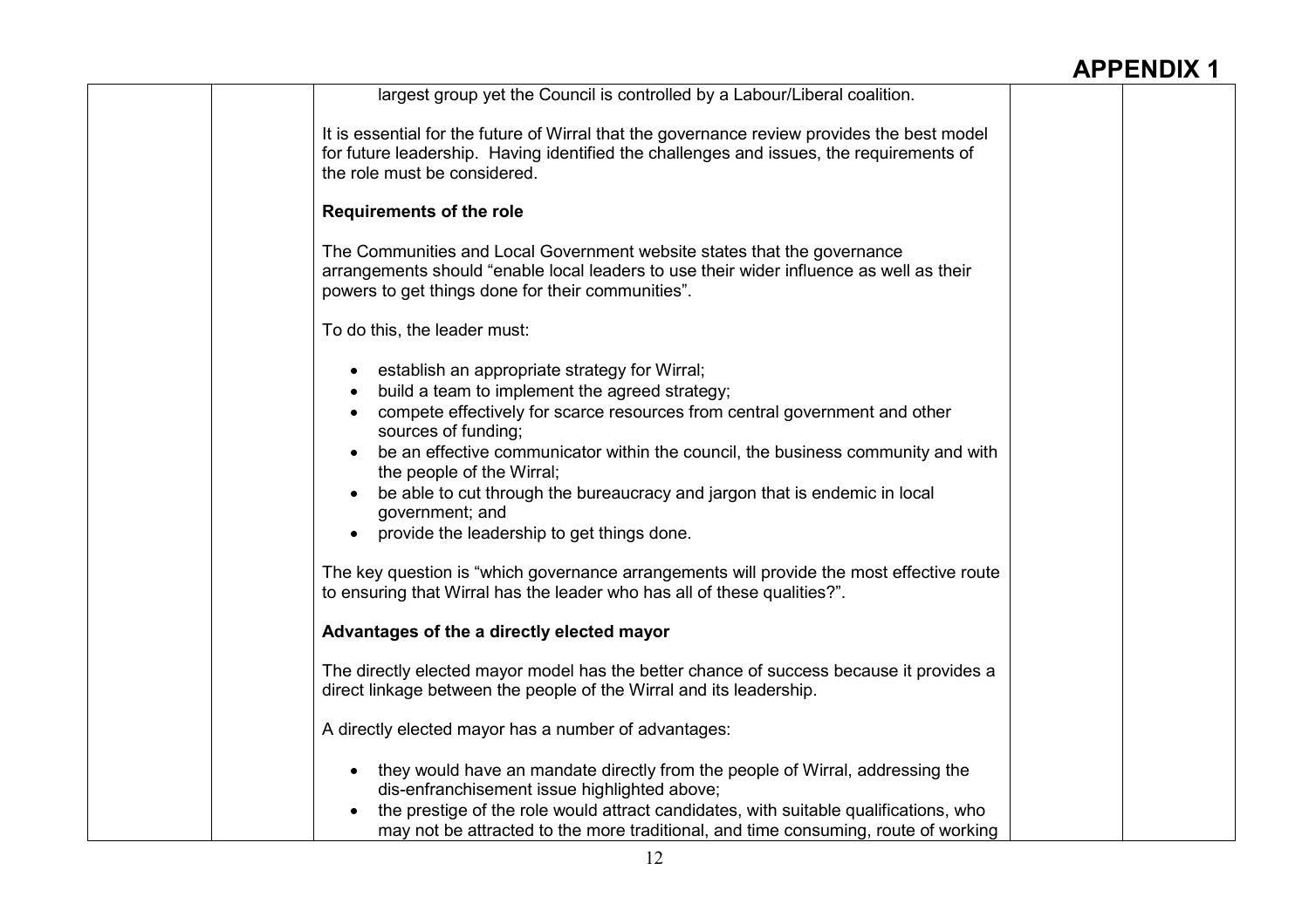# APPENDIX 1

largest group yet the Council is controlled by a Labour/Liberal coalition.

It is essential for the future of Wirral that the governance review provides the best model for future leadership. Having identified the challenges and issues, the requirements of the role must be considered.

**Requirements of the role**

The Communities and Local Government website states that the governance arrangements should "enable local leaders to use their wider influence as well as their powers to get things done for their communities".

To do this, the leader must:

- establish an appropriate strategy for Wirral;
- build a team to implement the agreed strategy;
- compete effectively for scarce resources from central government and other sources of funding;
- be an effective communicator within the council, the business community and with the people of the Wirral;
- be able to cut through the bureaucracy and jargon that is endemic in local government; and
- provide the leadership to get things done.

The key question is "which governance arrangements will provide the most effective route to ensuring that Wirral has the leader who has all of these qualities?".

**Advantages of the a directly elected mayor**

The directly elected mayor model has the better chance of success because it provides a direct linkage between the people of the Wirral and its leadership.

A directly elected mayor has a number of advantages:

- they would have an mandate directly from the people of Wirral, addressing the dis-enfranchisement issue highlighted above;
- the prestige of the role would attract candidates, with suitable qualifications, who may not be attracted to the more traditional, and time consuming, route of working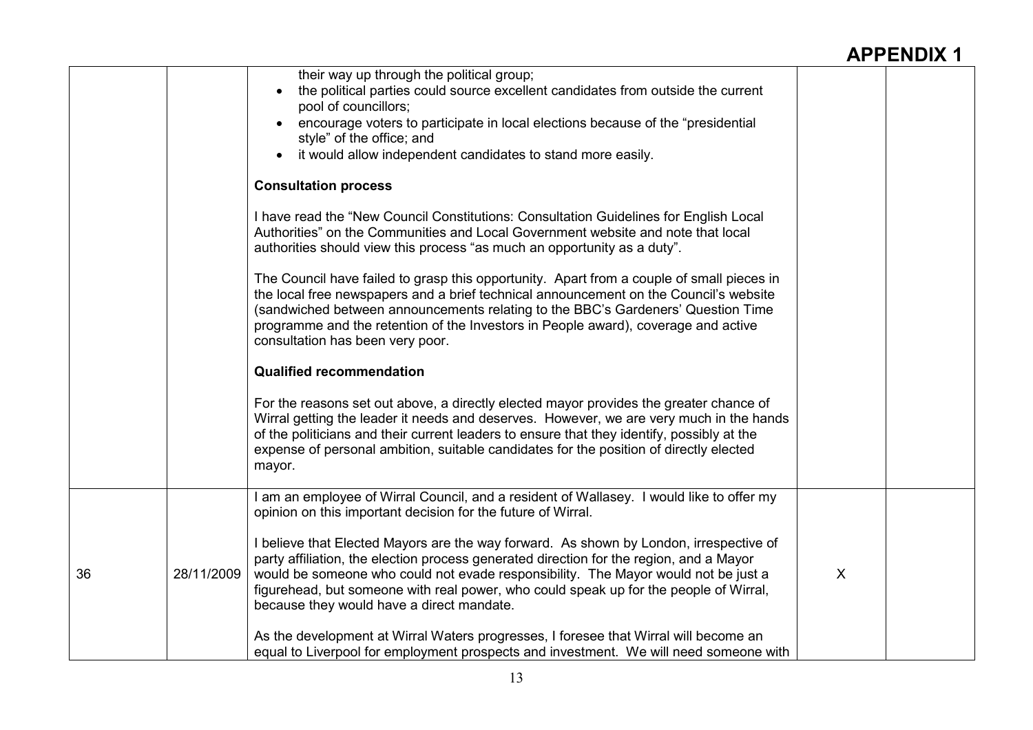# APPENDIX 1

| | | | | |
|---|---|---|---|---|
| | | their way up through the political group;<br>• the political parties could source excellent candidates from outside the current pool of councillors;<br>• encourage voters to participate in local elections because of the "presidential style" of the office; and<br>• it would allow independent candidates to stand more easily.<br><br>**Consultation process**<br><br>I have read the "New Council Constitutions: Consultation Guidelines for English Local Authorities" on the Communities and Local Government website and note that local authorities should view this process "as much an opportunity as a duty".<br><br>The Council have failed to grasp this opportunity. Apart from a couple of small pieces in the local free newspapers and a brief technical announcement on the Council's website (sandwiched between announcements relating to the BBC's Gardeners' Question Time programme and the retention of the Investors in People award), coverage and active consultation has been very poor.<br><br>**Qualified recommendation**<br><br>For the reasons set out above, a directly elected mayor provides the greater chance of Wirral getting the leader it needs and deserves. However, we are very much in the hands of the politicians and their current leaders to ensure that they identify, possibly at the expense of personal ambition, suitable candidates for the position of directly elected mayor. | | |
| 36 | 28/11/2009 | I am an employee of Wirral Council, and a resident of Wallasey. I would like to offer my opinion on this important decision for the future of Wirral.<br><br>I believe that Elected Mayors are the way forward. As shown by London, irrespective of party affiliation, the election process generated direction for the region, and a Mayor would be someone who could not evade responsibility. The Mayor would not be just a figurehead, but someone with real power, who could speak up for the people of Wirral, because they would have a direct mandate.<br><br>As the development at Wirral Waters progresses, I foresee that Wirral will become an equal to Liverpool for employment prospects and investment. We will need someone with | X | |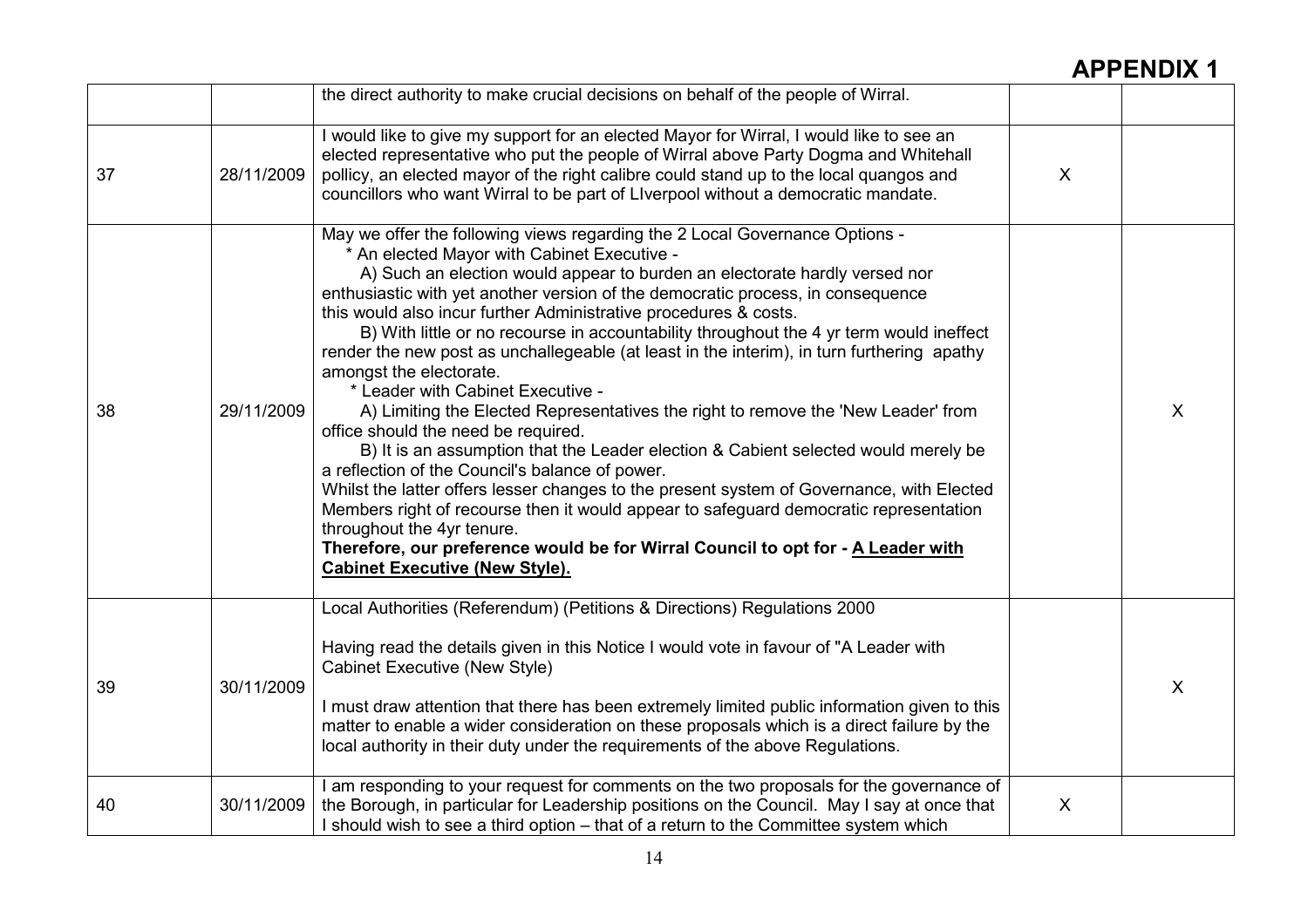# APPENDIX 1

| | | | | |
|---|---|---|---|---|
| | | the direct authority to make crucial decisions on behalf of the people of Wirral. | | |
| 37 | 28/11/2009 | I would like to give my support for an elected Mayor for Wirral, I would like to see an elected representative who put the people of Wirral above Party Dogma and Whitehall pollicy, an elected mayor of the right calibre could stand up to the local quangos and councillors who want Wirral to be part of LIverpool without a democratic mandate. | X | |
| 38 | 29/11/2009 | May we offer the following views regarding the 2 Local Governance Options -<br>* An elected Mayor with Cabinet Executive -<br>A) Such an election would appear to burden an electorate hardly versed nor enthusiastic with yet another version of the democratic process, in consequence this would also incur further Administrative procedures & costs.<br>B) With little or no recourse in accountability throughout the 4 yr term would ineffect render the new post as unchallegeable (at least in the interim), in turn furthering apathy amongst the electorate.<br>* Leader with Cabinet Executive -<br>A) Limiting the Elected Representatives the right to remove the 'New Leader' from office should the need be required.<br>B) It is an assumption that the Leader election & Cabient selected would merely be a reflection of the Council's balance of power.<br>Whilst the latter offers lesser changes to the present system of Governance, with Elected Members right of recourse then it would appear to safeguard democratic representation throughout the 4yr tenure.<br>**Therefore, our preference would be for Wirral Council to opt for - <u>A Leader with Cabinet Executive (New Style).</u>** | | X |
| 39 | 30/11/2009 | Local Authorities (Referendum) (Petitions & Directions) Regulations 2000<br><br>Having read the details given in this Notice I would vote in favour of "A Leader with Cabinet Executive (New Style)<br><br>I must draw attention that there has been extremely limited public information given to this matter to enable a wider consideration on these proposals which is a direct failure by the local authority in their duty under the requirements of the above Regulations. | | X |
| 40 | 30/11/2009 | I am responding to your request for comments on the two proposals for the governance of the Borough, in particular for Leadership positions on the Council. May I say at once that I should wish to see a third option – that of a return to the Committee system which | X | |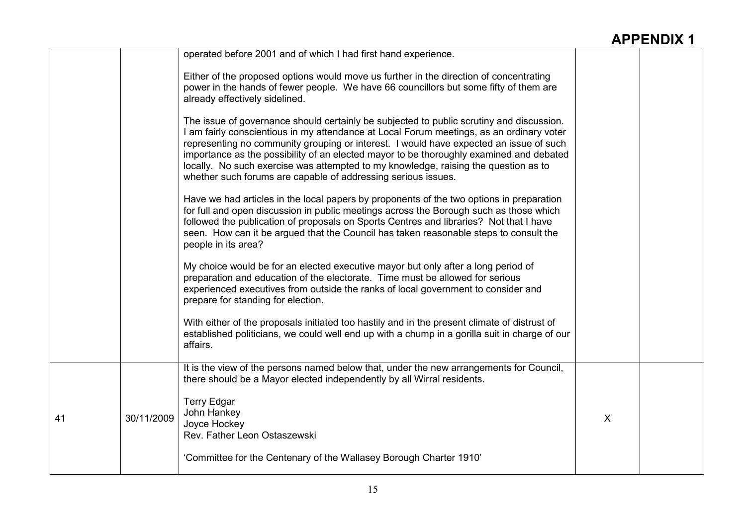# APPENDIX 1

| | | | | |
|---|---|---|---|---|
| | | operated before 2001 and of which I had first hand experience.<br><br>Either of the proposed options would move us further in the direction of concentrating power in the hands of fewer people. We have 66 councillors but some fifty of them are already effectively sidelined.<br><br>The issue of governance should certainly be subjected to public scrutiny and discussion. I am fairly conscientious in my attendance at Local Forum meetings, as an ordinary voter representing no community grouping or interest. I would have expected an issue of such importance as the possibility of an elected mayor to be thoroughly examined and debated locally. No such exercise was attempted to my knowledge, raising the question as to whether such forums are capable of addressing serious issues.<br><br>Have we had articles in the local papers by proponents of the two options in preparation for full and open discussion in public meetings across the Borough such as those which followed the publication of proposals on Sports Centres and libraries? Not that I have seen. How can it be argued that the Council has taken reasonable steps to consult the people in its area?<br><br>My choice would be for an elected executive mayor but only after a long period of preparation and education of the electorate. Time must be allowed for serious experienced executives from outside the ranks of local government to consider and prepare for standing for election.<br><br>With either of the proposals initiated too hastily and in the present climate of distrust of established politicians, we could well end up with a chump in a gorilla suit in charge of our affairs. | | |
| 41 | 30/11/2009 | It is the view of the persons named below that, under the new arrangements for Council, there should be a Mayor elected independently by all Wirral residents.<br><br>Terry Edgar<br>John Hankey<br>Joyce Hockey<br>Rev. Father Leon Ostaszewski<br><br>'Committee for the Centenary of the Wallasey Borough Charter 1910' | X | |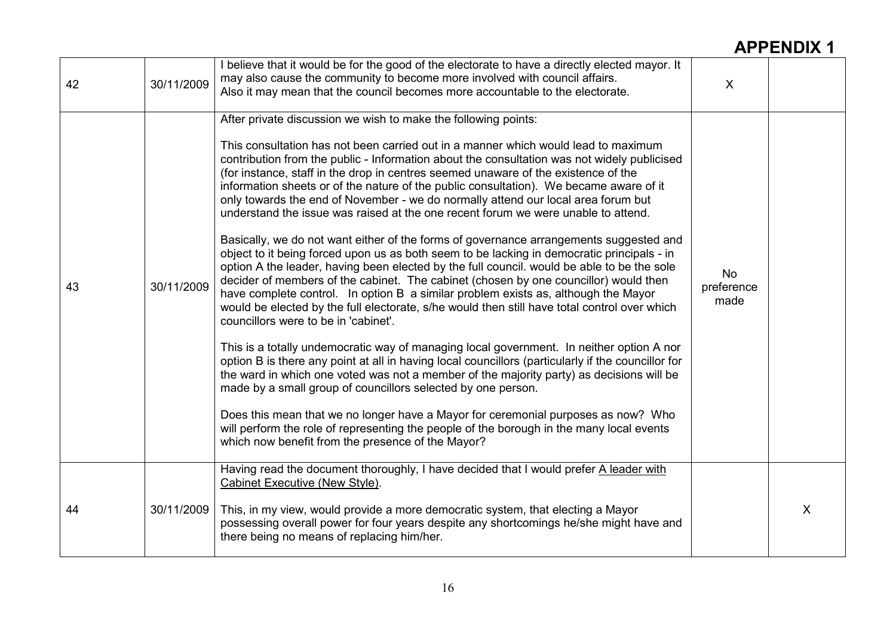# APPENDIX 1

| | | | | |
|---|---|---|---|---|
| 42 | 30/11/2009 | I believe that it would be for the good of the electorate to have a directly elected mayor. It may also cause the community to become more involved with council affairs.<br>Also it may mean that the council becomes more accountable to the electorate. | X | |
| 43 | 30/11/2009 | After private discussion we wish to make the following points:<br><br>This consultation has not been carried out in a manner which would lead to maximum contribution from the public - Information about the consultation was not widely publicised (for instance, staff in the drop in centres seemed unaware of the existence of the information sheets or of the nature of the public consultation). We became aware of it only towards the end of November - we do normally attend our local area forum but understand the issue was raised at the one recent forum we were unable to attend.<br><br>Basically, we do not want either of the forms of governance arrangements suggested and object to it being forced upon us as both seem to be lacking in democratic principals - in option A the leader, having been elected by the full council. would be able to be the sole decider of members of the cabinet. The cabinet (chosen by one councillor) would then have complete control. In option B a similar problem exists as, although the Mayor would be elected by the full electorate, s/he would then still have total control over which councillors were to be in 'cabinet'.<br><br>This is a totally undemocratic way of managing local government. In neither option A nor option B is there any point at all in having local councillors (particularly if the councillor for the ward in which one voted was not a member of the majority party) as decisions will be made by a small group of councillors selected by one person.<br><br>Does this mean that we no longer have a Mayor for ceremonial purposes as now? Who will perform the role of representing the people of the borough in the many local events which now benefit from the presence of the Mayor? | No preference made | |
| 44 | 30/11/2009 | Having read the document thoroughly, I have decided that I would prefer A leader with Cabinet Executive (New Style).<br><br>This, in my view, would provide a more democratic system, that electing a Mayor possessing overall power for four years despite any shortcomings he/she might have and there being no means of replacing him/her. | | X |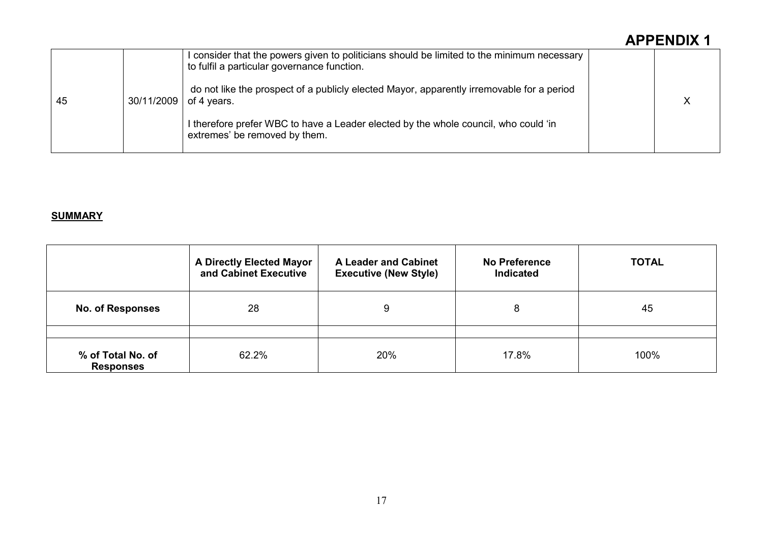# APPENDIX 1

| | | | | |
|---|---|---|---|---|
| 45 | 30/11/2009 | I consider that the powers given to politicians should be limited to the minimum necessary to fulfil a particular governance function.<br><br>do not like the prospect of a publicly elected Mayor, apparently irremovable for a period of 4 years.<br><br>I therefore prefer WBC to have a Leader elected by the whole council, who could 'in extremes' be removed by them. | | X |

**SUMMARY**

| | A Directly Elected Mayor and Cabinet Executive | A Leader and Cabinet Executive (New Style) | No Preference Indicated | TOTAL |
|---|---|---|---|---|
| **No. of Responses** | 28 | 9 | 8 | 45 |
| | | | | |
| **% of Total No. of Responses** | 62.2% | 20% | 17.8% | 100% |